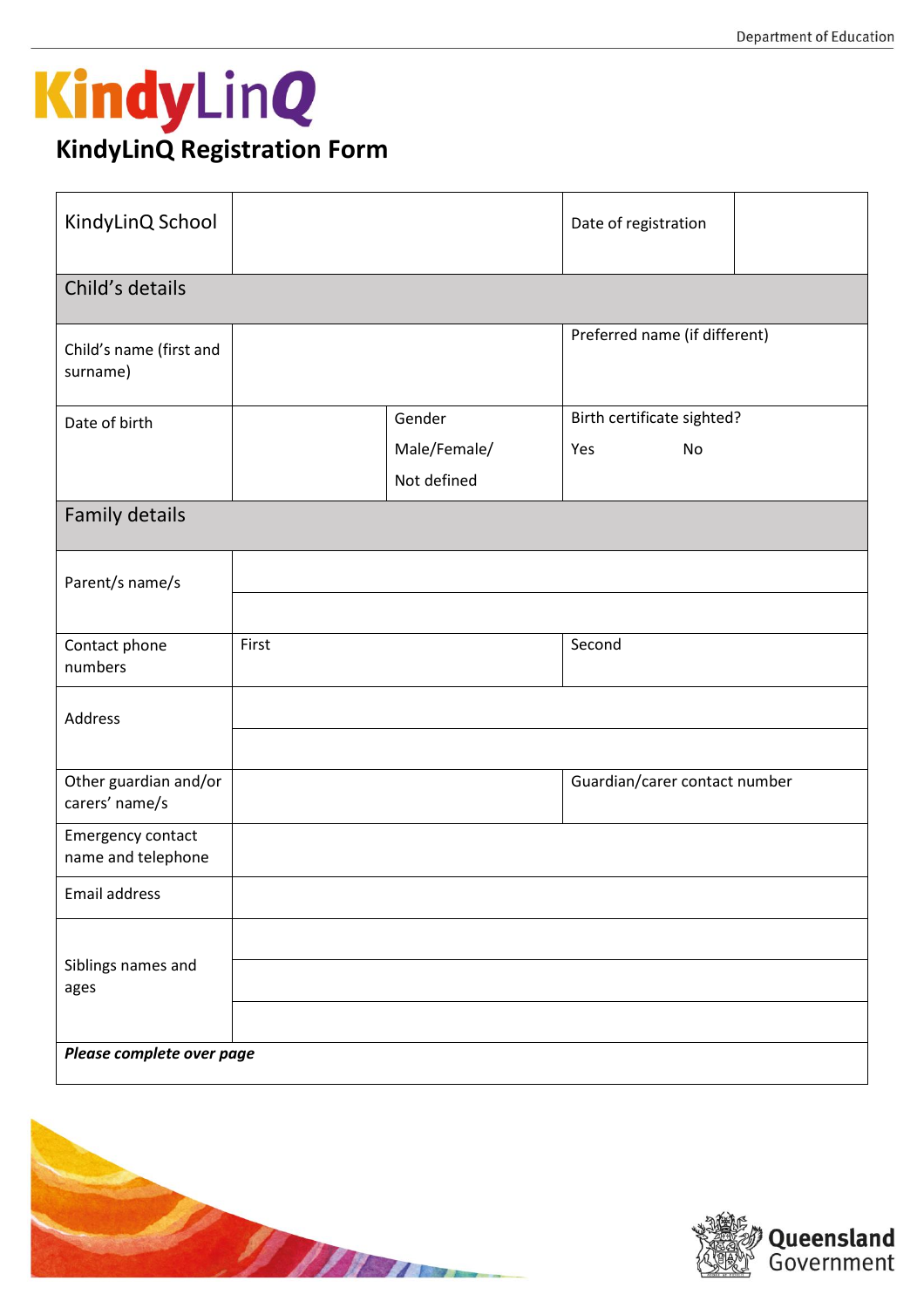# KindyLinQ

## KindyLinQ Registration Form

| KindyLinQ School | | | Date of registration | |
|---|---|---|---|---|
| **Child's details** | | | | |
| Child's name (first and surname) | | | Preferred name (if different) | |
| Date of birth | | Gender<br>Male/Female/<br>Not defined | Birth certificate sighted?<br>Yes No | |
| **Family details** | | | | |
| Parent/s name/s | | | | |
| | | | | |
| Contact phone numbers | First | | Second | |
| Address | | | | |
| | | | | |
| Other guardian and/or carers' name/s | | | Guardian/carer contact number | |
| Emergency contact name and telephone | | | | |
| Email address | | | | |
| Siblings names and ages | | | | |
| | | | | |
| | | | | |
| ***Please complete over page*** | | | | |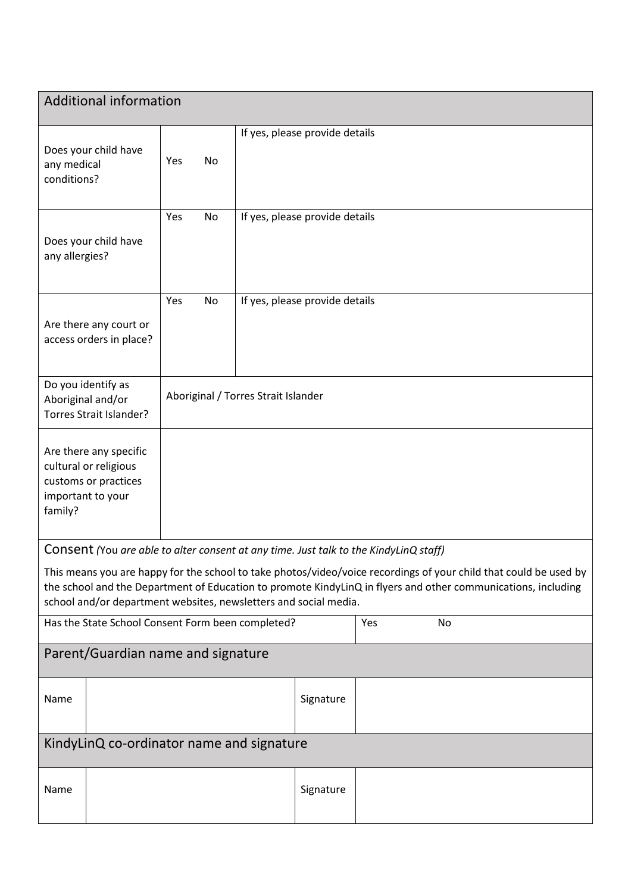## Additional information

| | | |
|---|---|---|
| Does your child have any medical conditions? | Yes No | If yes, please provide details |
| Does your child have any allergies? | Yes No | If yes, please provide details |
| Are there any court or access orders in place? | Yes No | If yes, please provide details |
| Do you identify as Aboriginal and/or Torres Strait Islander? | Aboriginal / Torres Strait Islander | |
| Are there any specific cultural or religious customs or practices important to your family? | | |

## Consent *(You are able to alter consent at any time. Just talk to the KindyLinQ staff)*

This means you are happy for the school to take photos/video/voice recordings of your child that could be used by the school and the Department of Education to promote KindyLinQ in flyers and other communications, including school and/or department websites, newsletters and social media.

| | |
|---|---|
| Has the State School Consent Form been completed? | Yes No |

## Parent/Guardian name and signature

| | | | |
|---|---|---|---|
| Name | | Signature | |

## KindyLinQ co-ordinator name and signature

| | | | |
|---|---|---|---|
| Name | | Signature | |